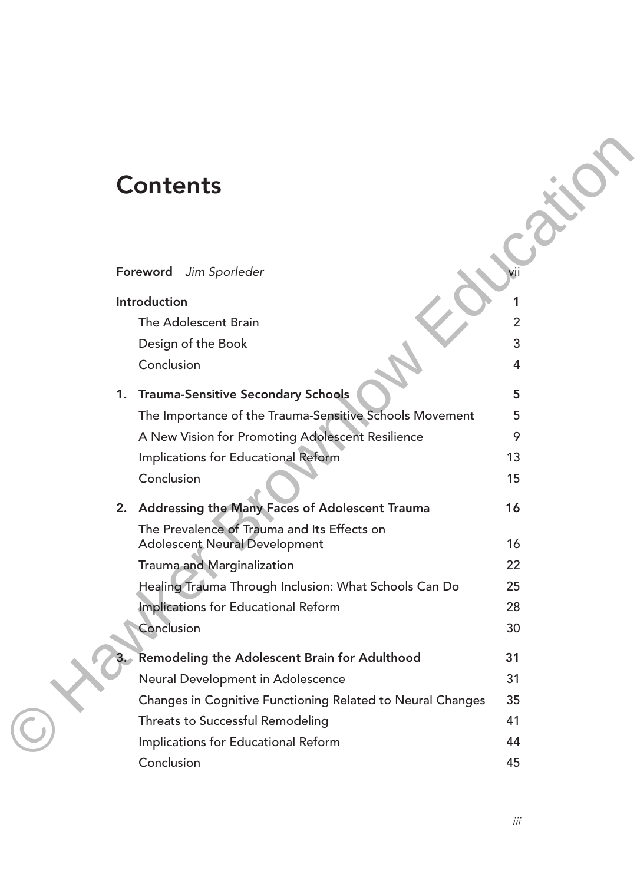# Contents

**Foreword** *Jim Sporleder* vii

**Introduction** 1

- The Adolescent Brain 2
- Design of the Book 3
- Conclusion 4

**1. Trauma-Sensitive Secondary Schools** 5

- The Importance of the Trauma-Sensitive Schools Movement 5
- A New Vision for Promoting Adolescent Resilience 9
- Implications for Educational Reform 13
- Conclusion 15

**2. Addressing the Many Faces of Adolescent Trauma** 16

- The Prevalence of Trauma and Its Effects on Adolescent Neural Development 16
- Trauma and Marginalization 22
- Healing Trauma Through Inclusion: What Schools Can Do 25
- Implications for Educational Reform 28
- Conclusion 30

**3. Remodeling the Adolescent Brain for Adulthood** 31

- Neural Development in Adolescence 31
- Changes in Cognitive Functioning Related to Neural Changes 35
- Threats to Successful Remodeling 41
- Implications for Educational Reform 44
- Conclusion 45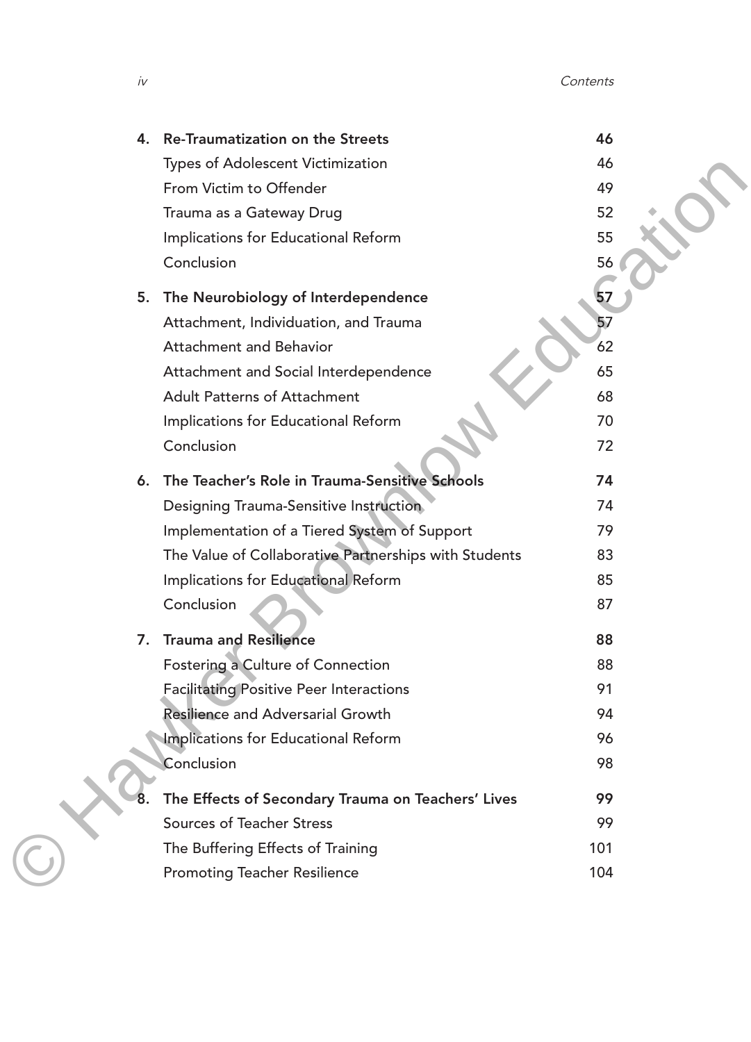| | | |
|---|---|---|
| **4.** | **Re-Traumatization on the Streets** | **46** |
| | Types of Adolescent Victimization | 46 |
| | From Victim to Offender | 49 |
| | Trauma as a Gateway Drug | 52 |
| | Implications for Educational Reform | 55 |
| | Conclusion | 56 |
| **5.** | **The Neurobiology of Interdependence** | **57** |
| | Attachment, Individuation, and Trauma | 57 |
| | Attachment and Behavior | 62 |
| | Attachment and Social Interdependence | 65 |
| | Adult Patterns of Attachment | 68 |
| | Implications for Educational Reform | 70 |
| | Conclusion | 72 |
| **6.** | **The Teacher's Role in Trauma-Sensitive Schools** | **74** |
| | Designing Trauma-Sensitive Instruction | 74 |
| | Implementation of a Tiered System of Support | 79 |
| | The Value of Collaborative Partnerships with Students | 83 |
| | Implications for Educational Reform | 85 |
| | Conclusion | 87 |
| **7.** | **Trauma and Resilience** | **88** |
| | Fostering a Culture of Connection | 88 |
| | Facilitating Positive Peer Interactions | 91 |
| | Resilience and Adversarial Growth | 94 |
| | Implications for Educational Reform | 96 |
| | Conclusion | 98 |
| **8.** | **The Effects of Secondary Trauma on Teachers' Lives** | **99** |
| | Sources of Teacher Stress | 99 |
| | The Buffering Effects of Training | 101 |
| | Promoting Teacher Resilience | 104 |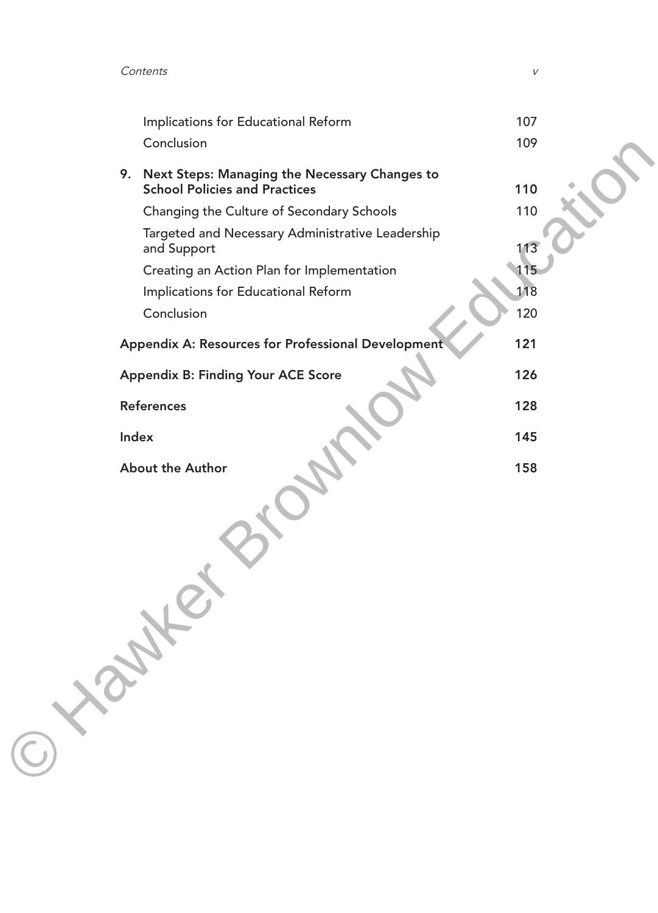Implications for Educational Reform 107

Conclusion 109

**9. Next Steps: Managing the Necessary Changes to School Policies and Practices 110**

Changing the Culture of Secondary Schools 110

Targeted and Necessary Administrative Leadership and Support 113

Creating an Action Plan for Implementation 115

Implications for Educational Reform 118

Conclusion 120

**Appendix A: Resources for Professional Development 121**

**Appendix B: Finding Your ACE Score 126**

**References 128**

**Index 145**

**About the Author 158**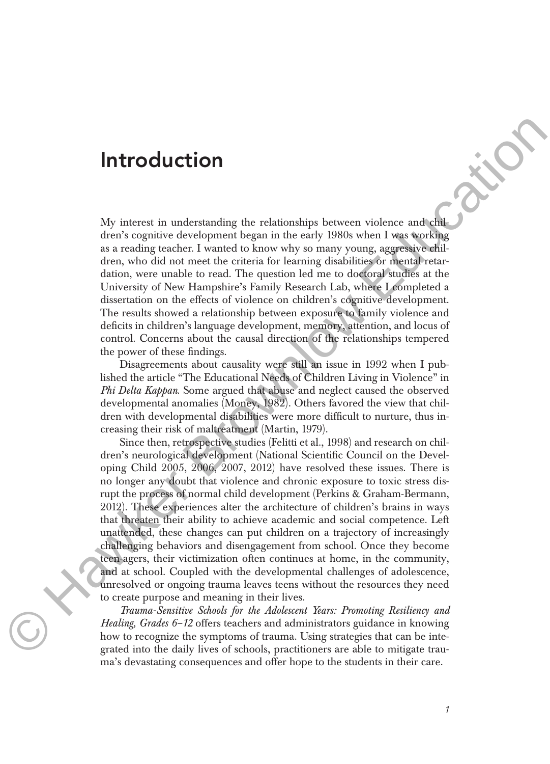# Introduction

My interest in understanding the relationships between violence and children's cognitive development began in the early 1980s when I was working as a reading teacher. I wanted to know why so many young, aggressive children, who did not meet the criteria for learning disabilities or mental retardation, were unable to read. The question led me to doctoral studies at the University of New Hampshire's Family Research Lab, where I completed a dissertation on the effects of violence on children's cognitive development. The results showed a relationship between exposure to family violence and deficits in children's language development, memory, attention, and locus of control. Concerns about the causal direction of the relationships tempered the power of these findings.

Disagreements about causality were still an issue in 1992 when I published the article "The Educational Needs of Children Living in Violence" in *Phi Delta Kappan*. Some argued that abuse and neglect caused the observed developmental anomalies (Money, 1982). Others favored the view that children with developmental disabilities were more difficult to nurture, thus increasing their risk of maltreatment (Martin, 1979).

Since then, retrospective studies (Felitti et al., 1998) and research on children's neurological development (National Scientific Council on the Developing Child 2005, 2006, 2007, 2012) have resolved these issues. There is no longer any doubt that violence and chronic exposure to toxic stress disrupt the process of normal child development (Perkins & Graham-Bermann, 2012). These experiences alter the architecture of children's brains in ways that threaten their ability to achieve academic and social competence. Left unattended, these changes can put children on a trajectory of increasingly challenging behaviors and disengagement from school. Once they become teen-agers, their victimization often continues at home, in the community, and at school. Coupled with the developmental challenges of adolescence, unresolved or ongoing trauma leaves teens without the resources they need to create purpose and meaning in their lives.

*Trauma-Sensitive Schools for the Adolescent Years: Promoting Resiliency and Healing, Grades 6–12* offers teachers and administrators guidance in knowing how to recognize the symptoms of trauma. Using strategies that can be integrated into the daily lives of schools, practitioners are able to mitigate trauma's devastating consequences and offer hope to the students in their care.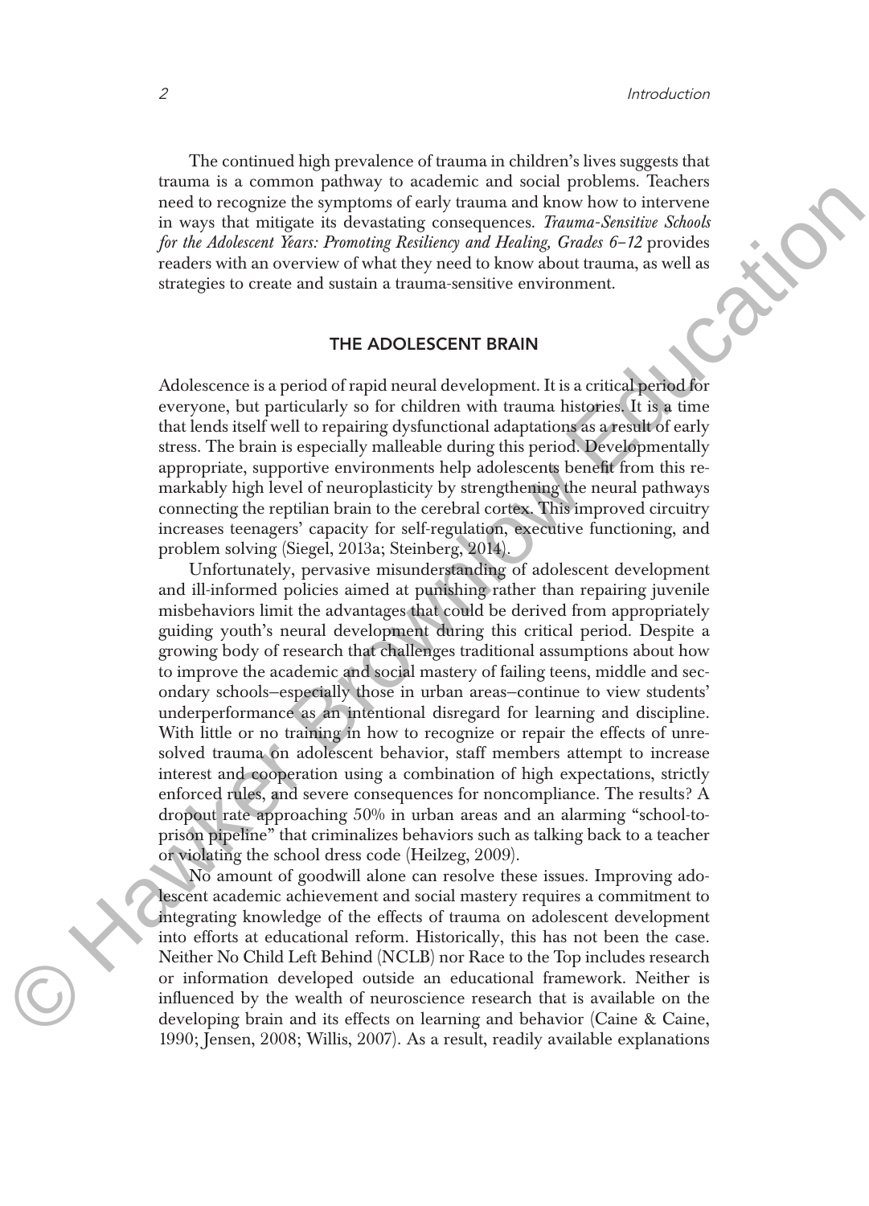The continued high prevalence of trauma in children's lives suggests that trauma is a common pathway to academic and social problems. Teachers need to recognize the symptoms of early trauma and know how to intervene in ways that mitigate its devastating consequences. *Trauma-Sensitive Schools for the Adolescent Years: Promoting Resiliency and Healing, Grades 6–12* provides readers with an overview of what they need to know about trauma, as well as strategies to create and sustain a trauma-sensitive environment.

## THE ADOLESCENT BRAIN

Adolescence is a period of rapid neural development. It is a critical period for everyone, but particularly so for children with trauma histories. It is a time that lends itself well to repairing dysfunctional adaptations as a result of early stress. The brain is especially malleable during this period. Developmentally appropriate, supportive environments help adolescents benefit from this remarkably high level of neuroplasticity by strengthening the neural pathways connecting the reptilian brain to the cerebral cortex. This improved circuitry increases teenagers' capacity for self-regulation, executive functioning, and problem solving (Siegel, 2013a; Steinberg, 2014).

Unfortunately, pervasive misunderstanding of adolescent development and ill-informed policies aimed at punishing rather than repairing juvenile misbehaviors limit the advantages that could be derived from appropriately guiding youth's neural development during this critical period. Despite a growing body of research that challenges traditional assumptions about how to improve the academic and social mastery of failing teens, middle and secondary schools—especially those in urban areas—continue to view students' underperformance as an intentional disregard for learning and discipline. With little or no training in how to recognize or repair the effects of unresolved trauma on adolescent behavior, staff members attempt to increase interest and cooperation using a combination of high expectations, strictly enforced rules, and severe consequences for noncompliance. The results? A dropout rate approaching 50% in urban areas and an alarming "school-to-prison pipeline" that criminalizes behaviors such as talking back to a teacher or violating the school dress code (Heilzeg, 2009).

No amount of goodwill alone can resolve these issues. Improving adolescent academic achievement and social mastery requires a commitment to integrating knowledge of the effects of trauma on adolescent development into efforts at educational reform. Historically, this has not been the case. Neither No Child Left Behind (NCLB) nor Race to the Top includes research or information developed outside an educational framework. Neither is influenced by the wealth of neuroscience research that is available on the developing brain and its effects on learning and behavior (Caine & Caine, 1990; Jensen, 2008; Willis, 2007). As a result, readily available explanations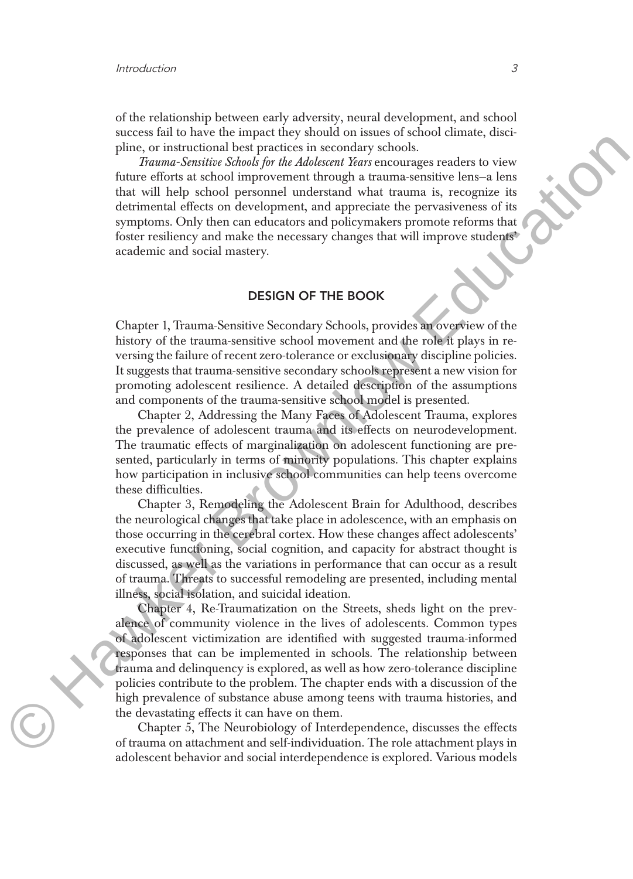of the relationship between early adversity, neural development, and school success fail to have the impact they should on issues of school climate, discipline, or instructional best practices in secondary schools.

*Trauma-Sensitive Schools for the Adolescent Years* encourages readers to view future efforts at school improvement through a trauma-sensitive lens–a lens that will help school personnel understand what trauma is, recognize its detrimental effects on development, and appreciate the pervasiveness of its symptoms. Only then can educators and policymakers promote reforms that foster resiliency and make the necessary changes that will improve students' academic and social mastery.

## DESIGN OF THE BOOK

Chapter 1, Trauma-Sensitive Secondary Schools, provides an overview of the history of the trauma-sensitive school movement and the role it plays in reversing the failure of recent zero-tolerance or exclusionary discipline policies. It suggests that trauma-sensitive secondary schools represent a new vision for promoting adolescent resilience. A detailed description of the assumptions and components of the trauma-sensitive school model is presented.

Chapter 2, Addressing the Many Faces of Adolescent Trauma, explores the prevalence of adolescent trauma and its effects on neurodevelopment. The traumatic effects of marginalization on adolescent functioning are presented, particularly in terms of minority populations. This chapter explains how participation in inclusive school communities can help teens overcome these difficulties.

Chapter 3, Remodeling the Adolescent Brain for Adulthood, describes the neurological changes that take place in adolescence, with an emphasis on those occurring in the cerebral cortex. How these changes affect adolescents' executive functioning, social cognition, and capacity for abstract thought is discussed, as well as the variations in performance that can occur as a result of trauma. Threats to successful remodeling are presented, including mental illness, social isolation, and suicidal ideation.

Chapter 4, Re-Traumatization on the Streets, sheds light on the prevalence of community violence in the lives of adolescents. Common types of adolescent victimization are identified with suggested trauma-informed responses that can be implemented in schools. The relationship between trauma and delinquency is explored, as well as how zero-tolerance discipline policies contribute to the problem. The chapter ends with a discussion of the high prevalence of substance abuse among teens with trauma histories, and the devastating effects it can have on them.

Chapter 5, The Neurobiology of Interdependence, discusses the effects of trauma on attachment and self-individuation. The role attachment plays in adolescent behavior and social interdependence is explored. Various models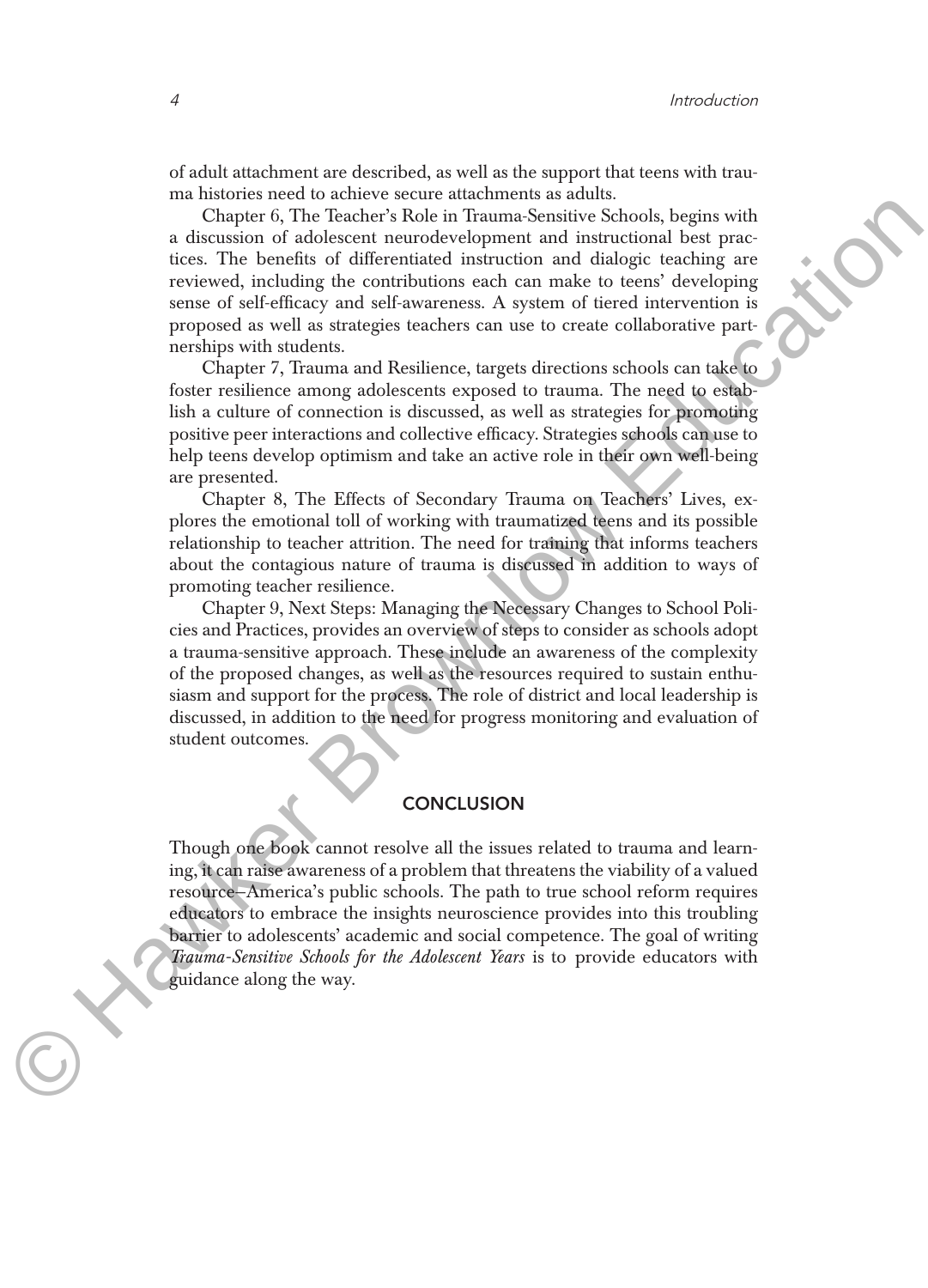of adult attachment are described, as well as the support that teens with trauma histories need to achieve secure attachments as adults.

Chapter 6, The Teacher's Role in Trauma-Sensitive Schools, begins with a discussion of adolescent neurodevelopment and instructional best practices. The benefits of differentiated instruction and dialogic teaching are reviewed, including the contributions each can make to teens' developing sense of self-efficacy and self-awareness. A system of tiered intervention is proposed as well as strategies teachers can use to create collaborative partnerships with students.

Chapter 7, Trauma and Resilience, targets directions schools can take to foster resilience among adolescents exposed to trauma. The need to establish a culture of connection is discussed, as well as strategies for promoting positive peer interactions and collective efficacy. Strategies schools can use to help teens develop optimism and take an active role in their own well-being are presented.

Chapter 8, The Effects of Secondary Trauma on Teachers' Lives, explores the emotional toll of working with traumatized teens and its possible relationship to teacher attrition. The need for training that informs teachers about the contagious nature of trauma is discussed in addition to ways of promoting teacher resilience.

Chapter 9, Next Steps: Managing the Necessary Changes to School Policies and Practices, provides an overview of steps to consider as schools adopt a trauma-sensitive approach. These include an awareness of the complexity of the proposed changes, as well as the resources required to sustain enthusiasm and support for the process. The role of district and local leadership is discussed, in addition to the need for progress monitoring and evaluation of student outcomes.

## CONCLUSION

Though one book cannot resolve all the issues related to trauma and learning, it can raise awareness of a problem that threatens the viability of a valued resource–America's public schools. The path to true school reform requires educators to embrace the insights neuroscience provides into this troubling barrier to adolescents' academic and social competence. The goal of writing *Trauma-Sensitive Schools for the Adolescent Years* is to provide educators with guidance along the way.